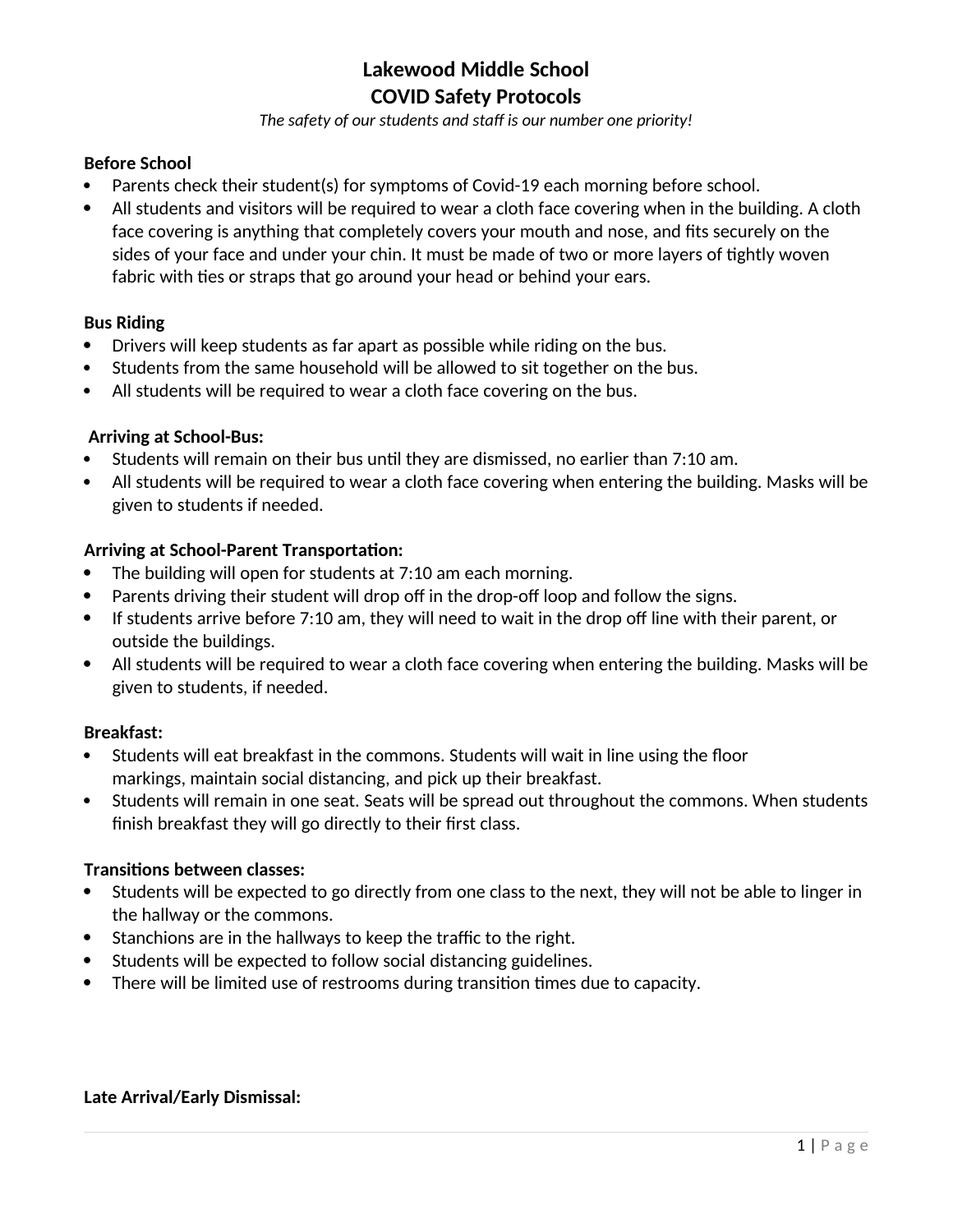# Lakewood Middle School
# COVID Safety Protocols

*The safety of our students and staff is our number one priority!*

**Before School**

- Parents check their student(s) for symptoms of Covid-19 each morning before school.
- All students and visitors will be required to wear a cloth face covering when in the building. A cloth face covering is anything that completely covers your mouth and nose, and fits securely on the sides of your face and under your chin. It must be made of two or more layers of tightly woven fabric with ties or straps that go around your head or behind your ears.

**Bus Riding**

- Drivers will keep students as far apart as possible while riding on the bus.
- Students from the same household will be allowed to sit together on the bus.
- All students will be required to wear a cloth face covering on the bus.

**Arriving at School-Bus:**

- Students will remain on their bus until they are dismissed, no earlier than 7:10 am.
- All students will be required to wear a cloth face covering when entering the building. Masks will be given to students if needed.

**Arriving at School-Parent Transportation:**

- The building will open for students at 7:10 am each morning.
- Parents driving their student will drop off in the drop-off loop and follow the signs.
- If students arrive before 7:10 am, they will need to wait in the drop off line with their parent, or outside the buildings.
- All students will be required to wear a cloth face covering when entering the building. Masks will be given to students, if needed.

**Breakfast:**

- Students will eat breakfast in the commons. Students will wait in line using the floor markings, maintain social distancing, and pick up their breakfast.
- Students will remain in one seat. Seats will be spread out throughout the commons. When students finish breakfast they will go directly to their first class.

**Transitions between classes:**

- Students will be expected to go directly from one class to the next, they will not be able to linger in the hallway or the commons.
- Stanchions are in the hallways to keep the traffic to the right.
- Students will be expected to follow social distancing guidelines.
- There will be limited use of restrooms during transition times due to capacity.

**Late Arrival/Early Dismissal:**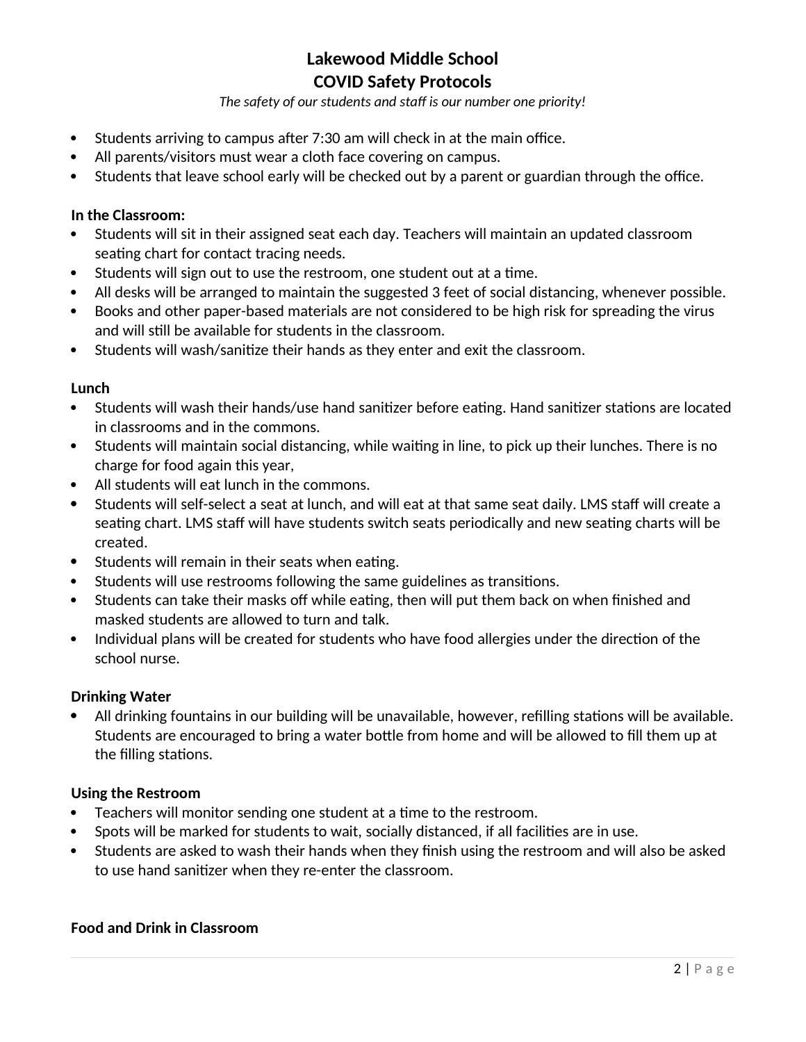# Lakewood Middle School
## COVID Safety Protocols

*The safety of our students and staff is our number one priority!*

- Students arriving to campus after 7:30 am will check in at the main office.
- All parents/visitors must wear a cloth face covering on campus.
- Students that leave school early will be checked out by a parent or guardian through the office.

**In the Classroom:**

- Students will sit in their assigned seat each day. Teachers will maintain an updated classroom seating chart for contact tracing needs.
- Students will sign out to use the restroom, one student out at a time.
- All desks will be arranged to maintain the suggested 3 feet of social distancing, whenever possible.
- Books and other paper-based materials are not considered to be high risk for spreading the virus and will still be available for students in the classroom.
- Students will wash/sanitize their hands as they enter and exit the classroom.

**Lunch**

- Students will wash their hands/use hand sanitizer before eating. Hand sanitizer stations are located in classrooms and in the commons.
- Students will maintain social distancing, while waiting in line, to pick up their lunches. There is no charge for food again this year,
- All students will eat lunch in the commons.
- Students will self-select a seat at lunch, and will eat at that same seat daily. LMS staff will create a seating chart. LMS staff will have students switch seats periodically and new seating charts will be created.
- Students will remain in their seats when eating.
- Students will use restrooms following the same guidelines as transitions.
- Students can take their masks off while eating, then will put them back on when finished and masked students are allowed to turn and talk.
- Individual plans will be created for students who have food allergies under the direction of the school nurse.

**Drinking Water**

- All drinking fountains in our building will be unavailable, however, refilling stations will be available. Students are encouraged to bring a water bottle from home and will be allowed to fill them up at the filling stations.

**Using the Restroom**

- Teachers will monitor sending one student at a time to the restroom.
- Spots will be marked for students to wait, socially distanced, if all facilities are in use.
- Students are asked to wash their hands when they finish using the restroom and will also be asked to use hand sanitizer when they re-enter the classroom.

**Food and Drink in Classroom**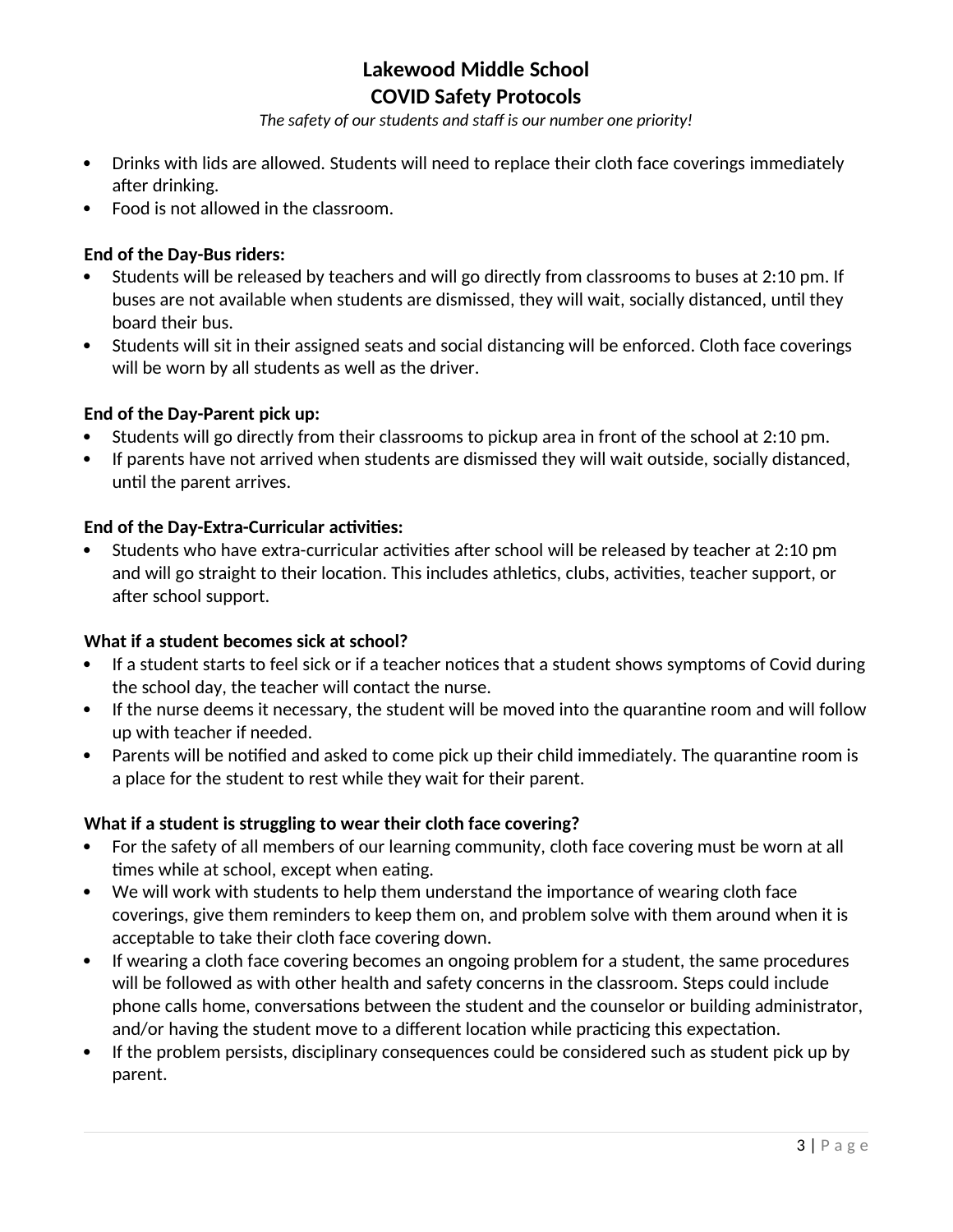# Lakewood Middle School
## COVID Safety Protocols

*The safety of our students and staff is our number one priority!*

- Drinks with lids are allowed. Students will need to replace their cloth face coverings immediately after drinking.
- Food is not allowed in the classroom.

**End of the Day-Bus riders:**

- Students will be released by teachers and will go directly from classrooms to buses at 2:10 pm. If buses are not available when students are dismissed, they will wait, socially distanced, until they board their bus.
- Students will sit in their assigned seats and social distancing will be enforced. Cloth face coverings will be worn by all students as well as the driver.

**End of the Day-Parent pick up:**

- Students will go directly from their classrooms to pickup area in front of the school at 2:10 pm.
- If parents have not arrived when students are dismissed they will wait outside, socially distanced, until the parent arrives.

**End of the Day-Extra-Curricular activities:**

- Students who have extra-curricular activities after school will be released by teacher at 2:10 pm and will go straight to their location. This includes athletics, clubs, activities, teacher support, or after school support.

**What if a student becomes sick at school?**

- If a student starts to feel sick or if a teacher notices that a student shows symptoms of Covid during the school day, the teacher will contact the nurse.
- If the nurse deems it necessary, the student will be moved into the quarantine room and will follow up with teacher if needed.
- Parents will be notified and asked to come pick up their child immediately. The quarantine room is a place for the student to rest while they wait for their parent.

**What if a student is struggling to wear their cloth face covering?**

- For the safety of all members of our learning community, cloth face covering must be worn at all times while at school, except when eating.
- We will work with students to help them understand the importance of wearing cloth face coverings, give them reminders to keep them on, and problem solve with them around when it is acceptable to take their cloth face covering down.
- If wearing a cloth face covering becomes an ongoing problem for a student, the same procedures will be followed as with other health and safety concerns in the classroom. Steps could include phone calls home, conversations between the student and the counselor or building administrator, and/or having the student move to a different location while practicing this expectation.
- If the problem persists, disciplinary consequences could be considered such as student pick up by parent.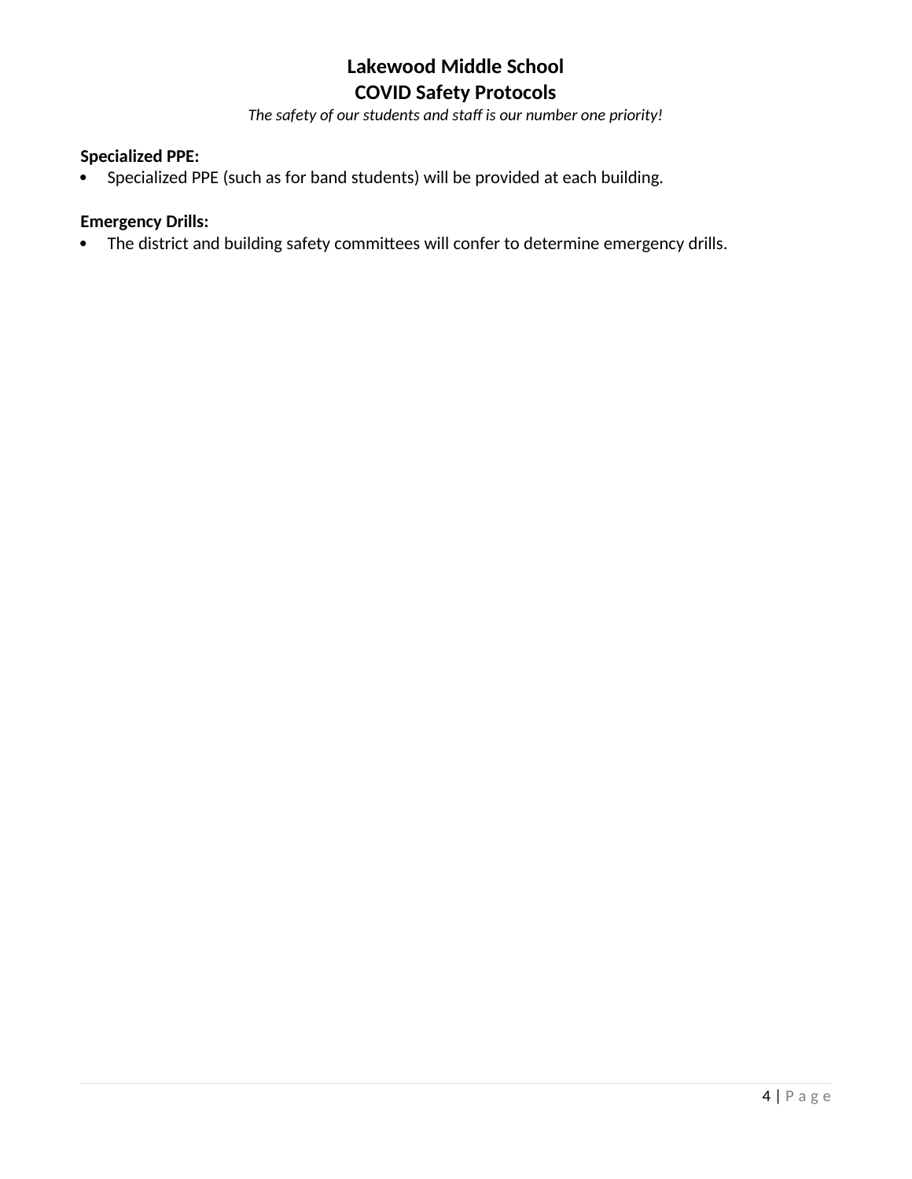**Lakewood Middle School**
**COVID Safety Protocols**
*The safety of our students and staff is our number one priority!*

**Specialized PPE:**

- Specialized PPE (such as for band students) will be provided at each building.

**Emergency Drills:**

- The district and building safety committees will confer to determine emergency drills.